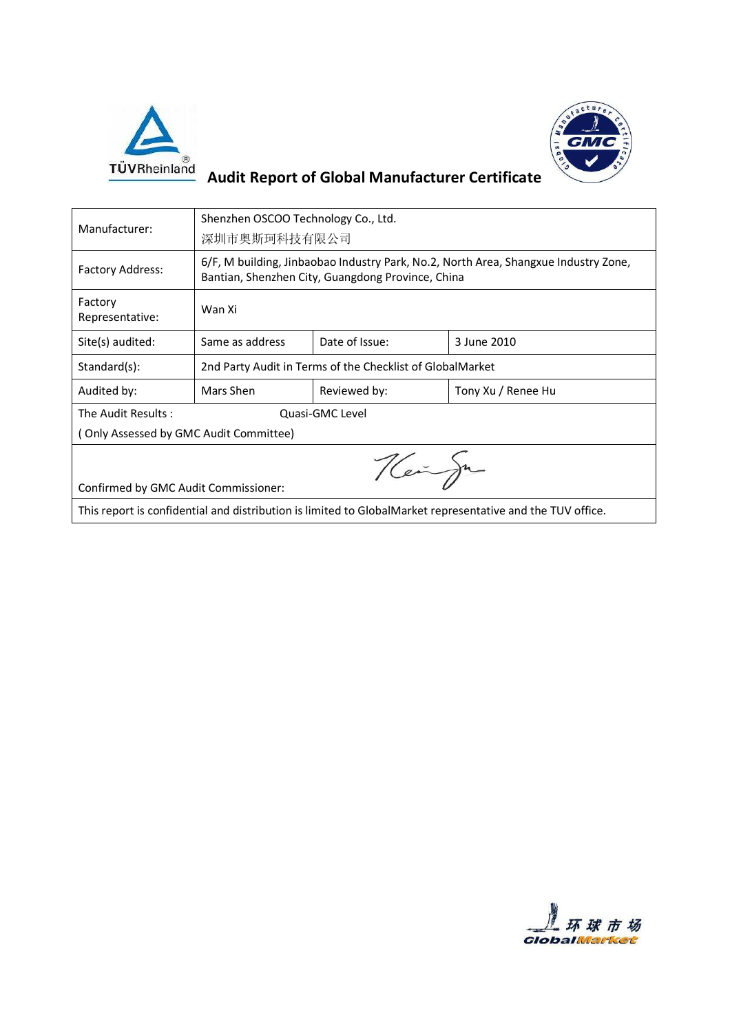# Audit Report of Global Manufacturer Certificate

| | | | |
|---|---|---|---|
| Manufacturer: | Shenzhen OSCOO Technology Co., Ltd.<br>深圳市奥斯珂科技有限公司 | | |
| Factory Address: | 6/F, M building, Jinbaobao Industry Park, No.2, North Area, Shangxue Industry Zone, Bantian, Shenzhen City, Guangdong Province, China | | |
| Factory Representative: | Wan Xi | | |
| Site(s) audited: | Same as address | Date of Issue: | 3 June 2010 |
| Standard(s): | 2nd Party Audit in Terms of the Checklist of GlobalMarket | | |
| Audited by: | Mars Shen | Reviewed by: | Tony Xu / Renee Hu |
| The Audit Results :<br>( Only Assessed by GMC Audit Committee) | Quasi-GMC Level | | |
| Confirmed by GMC Audit Commissioner: | | | |
| This report is confidential and distribution is limited to GlobalMarket representative and the TUV office. | | | |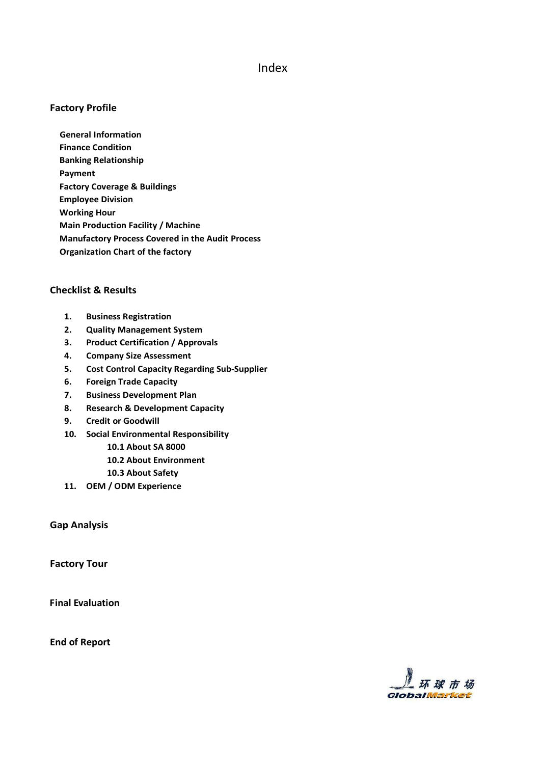# Index

## Factory Profile

**General Information**
**Finance Condition**
**Banking Relationship**
**Payment**
**Factory Coverage & Buildings**
**Employee Division**
**Working Hour**
**Main Production Facility / Machine**
**Manufactory Process Covered in the Audit Process**
**Organization Chart of the factory**

## Checklist & Results

1. **Business Registration**
2. **Quality Management System**
3. **Product Certification / Approvals**
4. **Company Size Assessment**
5. **Cost Control Capacity Regarding Sub-Supplier**
6. **Foreign Trade Capacity**
7. **Business Development Plan**
8. **Research & Development Capacity**
9. **Credit or Goodwill**
10. **Social Environmental Responsibility**
    - **10.1 About SA 8000**
    - **10.2 About Environment**
    - **10.3 About Safety**
11. **OEM / ODM Experience**

## Gap Analysis

## Factory Tour

## Final Evaluation

## End of Report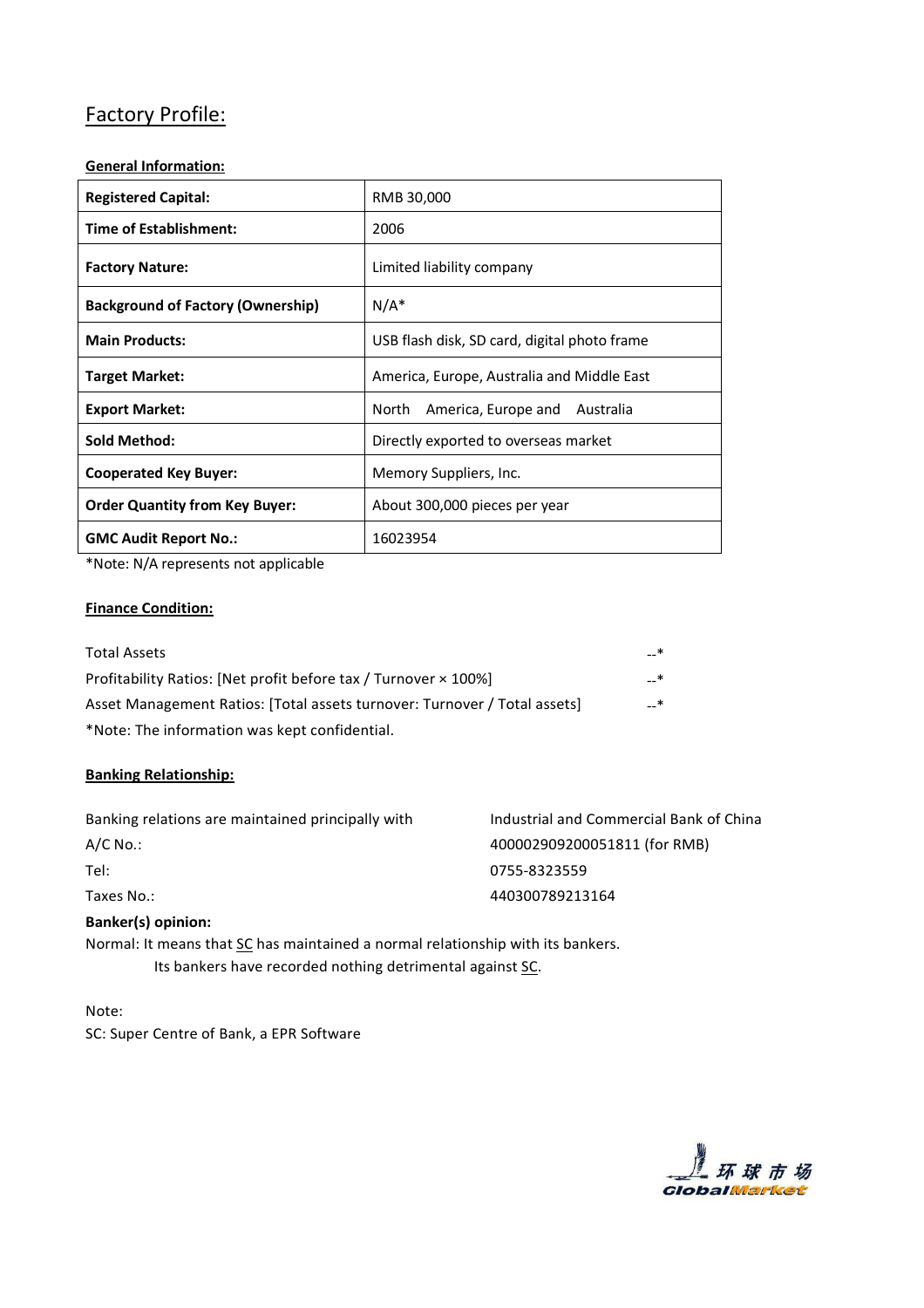## Factory Profile:

**General Information:**

| | |
|---|---|
| **Registered Capital:** | RMB 30,000 |
| **Time of Establishment:** | 2006 |
| **Factory Nature:** | Limited liability company |
| **Background of Factory (Ownership)** | N/A* |
| **Main Products:** | USB flash disk, SD card, digital photo frame |
| **Target Market:** | America, Europe, Australia and Middle East |
| **Export Market:** | North America, Europe and Australia |
| **Sold Method:** | Directly exported to overseas market |
| **Cooperated Key Buyer:** | Memory Suppliers, Inc. |
| **Order Quantity from Key Buyer:** | About 300,000 pieces per year |
| **GMC Audit Report No.:** | 16023954 |

*Note: N/A represents not applicable

**Finance Condition:**

| | |
|---|---|
| Total Assets | --* |
| Profitability Ratios: [Net profit before tax / Turnover × 100%] | --* |
| Asset Management Ratios: [Total assets turnover: Turnover / Total assets] | --* |

*Note: The information was kept confidential.

**Banking Relationship:**

| | |
|---|---|
| Banking relations are maintained principally with | Industrial and Commercial Bank of China |
| A/C No.: | 4000029092000518​11 (for RMB) |
| Tel: | 0755-8323559 |
| Taxes No.: | 440300789213164 |

**Banker(s) opinion:**

Normal: It means that SC has maintained a normal relationship with its bankers.
Its bankers have recorded nothing detrimental against SC.

Note:
SC: Super Centre of Bank, a EPR Software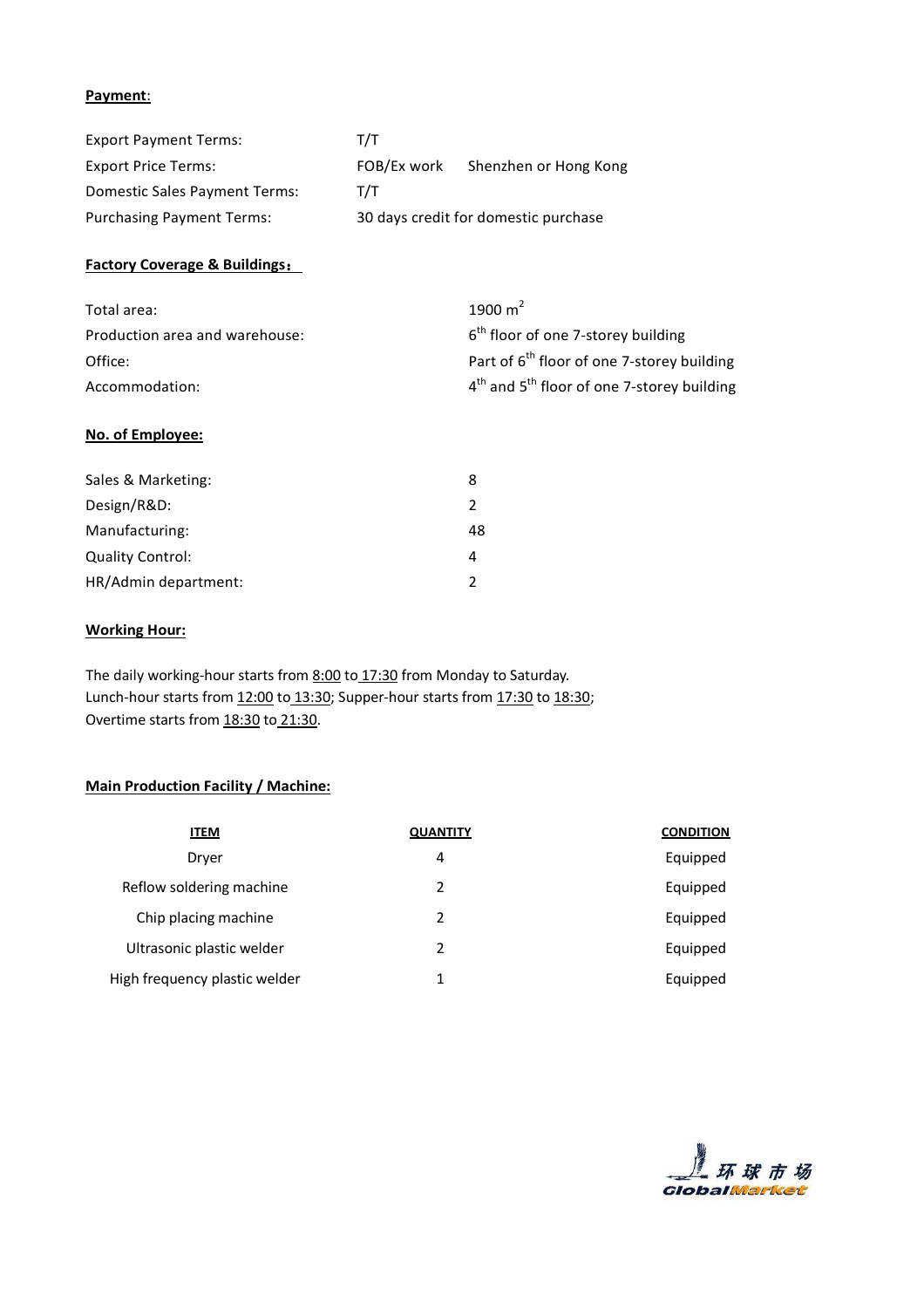**Payment**:

| | | |
|---|---|---|
| Export Payment Terms: | T/T | |
| Export Price Terms: | FOB/Ex work | Shenzhen or Hong Kong |
| Domestic Sales Payment Terms: | T/T | |
| Purchasing Payment Terms: | 30 days credit for domestic purchase | |

**Factory Coverage & Buildings：**

| | |
|---|---|
| Total area: | 1900 $m^2$ |
| Production area and warehouse: | 6th floor of one 7-storey building |
| Office: | Part of 6th floor of one 7-storey building |
| Accommodation: | 4th and 5th floor of one 7-storey building |

**No. of Employee:**

| | |
|---|---|
| Sales & Marketing: | 8 |
| Design/R&D: | 2 |
| Manufacturing: | 48 |
| Quality Control: | 4 |
| HR/Admin department: | 2 |

**Working Hour:**

The daily working-hour starts from 8:00 to 17:30 from Monday to Saturday.
Lunch-hour starts from 12:00 to 13:30; Supper-hour starts from 17:30 to 18:30;
Overtime starts from 18:30 to 21:30.

**Main Production Facility / Machine:**

| ITEM | QUANTITY | CONDITION |
|---|---|---|
| Dryer | 4 | Equipped |
| Reflow soldering machine | 2 | Equipped |
| Chip placing machine | 2 | Equipped |
| Ultrasonic plastic welder | 2 | Equipped |
| High frequency plastic welder | 1 | Equipped |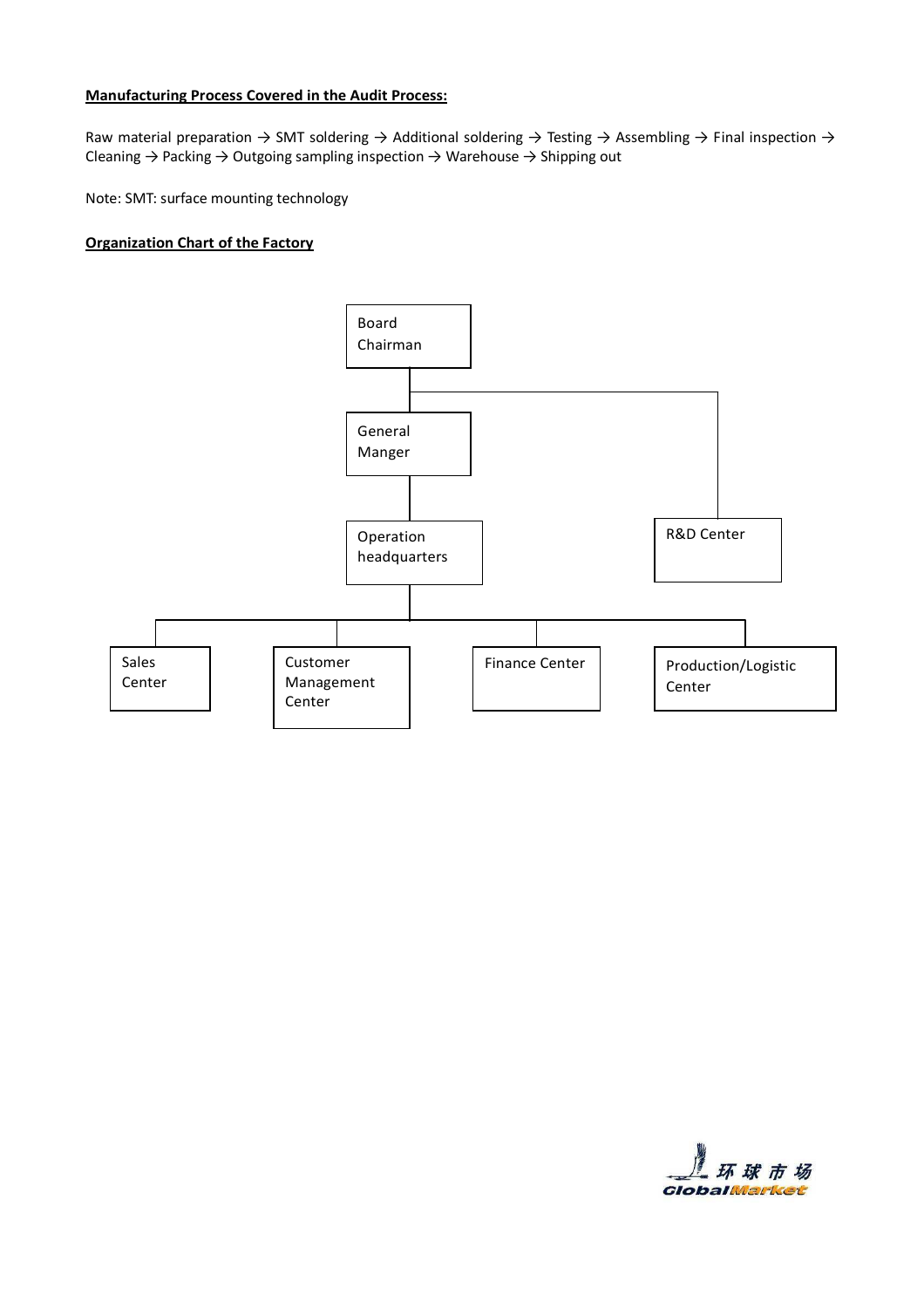**Manufacturing Process Covered in the Audit Process:**

Raw material preparation → SMT soldering → Additional soldering → Testing → Assembling → Final inspection → Cleaning → Packing → Outgoing sampling inspection → Warehouse → Shipping out

Note: SMT: surface mounting technology

**Organization Chart of the Factory**

- Board Chairman
  - General Manger
    - Operation headquarters
      - Sales Center
      - Customer Management Center
      - Finance Center
      - Production/Logistic Center
  - R&D Center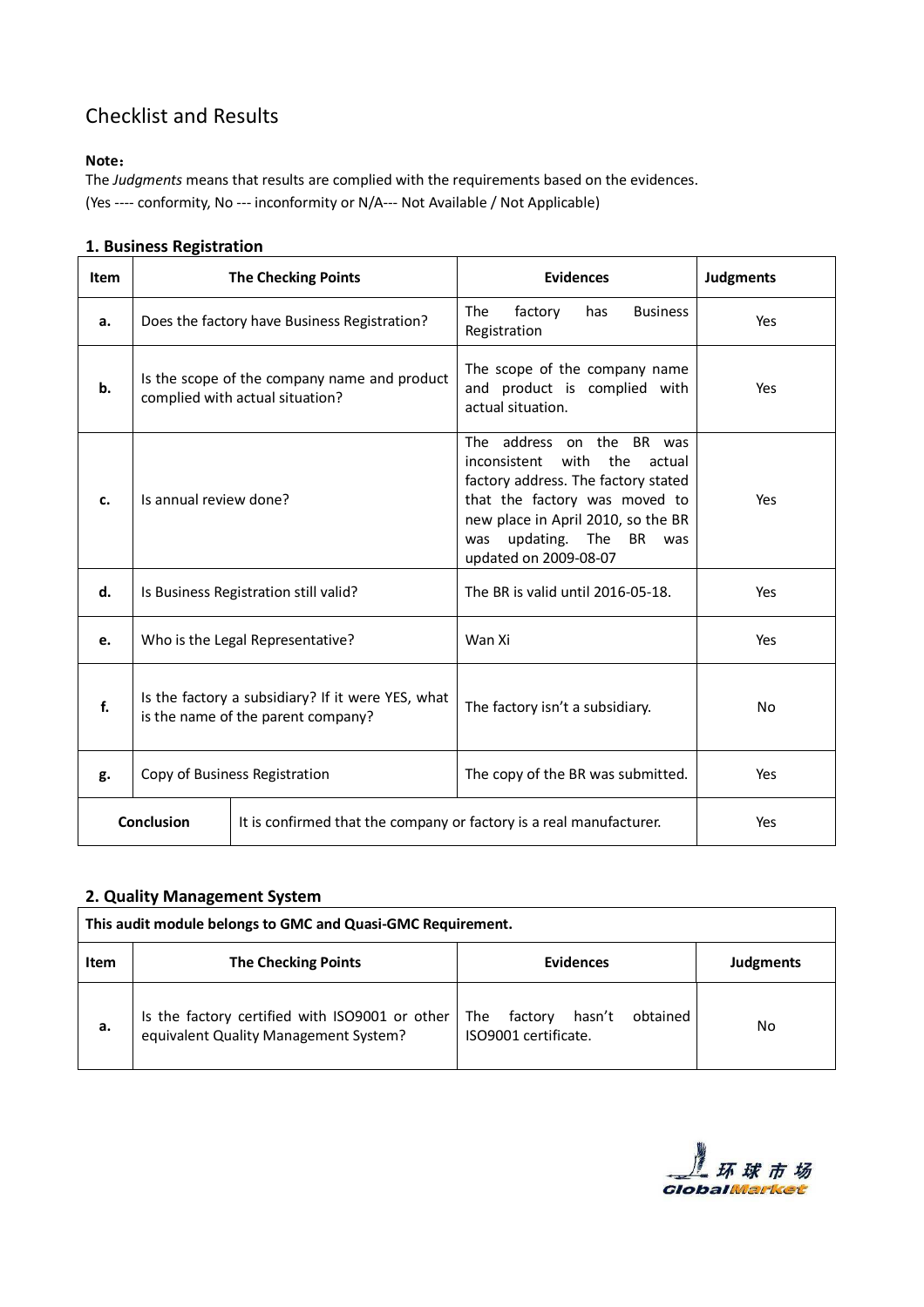# Checklist and Results

**Note：**

The *Judgments* means that results are complied with the requirements based on the evidences.

(Yes ---- conformity, No --- inconformity or N/A--- Not Available / Not Applicable)

### 1. Business Registration

| Item | The Checking Points | Evidences | Judgments |
|---|---|---|---|
| **a.** | Does the factory have Business Registration? | The factory has Business Registration | Yes |
| **b.** | Is the scope of the company name and product complied with actual situation? | The scope of the company name and product is complied with actual situation. | Yes |
| **c.** | Is annual review done? | The address on the BR was inconsistent with the actual factory address. The factory stated that the factory was moved to new place in April 2010, so the BR was updating. The BR was updated on 2009-08-07 | Yes |
| **d.** | Is Business Registration still valid? | The BR is valid until 2016-05-18. | Yes |
| **e.** | Who is the Legal Representative? | Wan Xi | Yes |
| **f.** | Is the factory a subsidiary? If it were YES, what is the name of the parent company? | The factory isn't a subsidiary. | No |
| **g.** | Copy of Business Registration | The copy of the BR was submitted. | Yes |
| **Conclusion** | It is confirmed that the company or factory is a real manufacturer. | | Yes |

### 2. Quality Management System

| **This audit module belongs to GMC and Quasi-GMC Requirement.** | | | |
|---|---|---|---|
| **Item** | **The Checking Points** | **Evidences** | **Judgments** |
| **a.** | Is the factory certified with ISO9001 or other equivalent Quality Management System? | The factory hasn't obtained ISO9001 certificate. | No |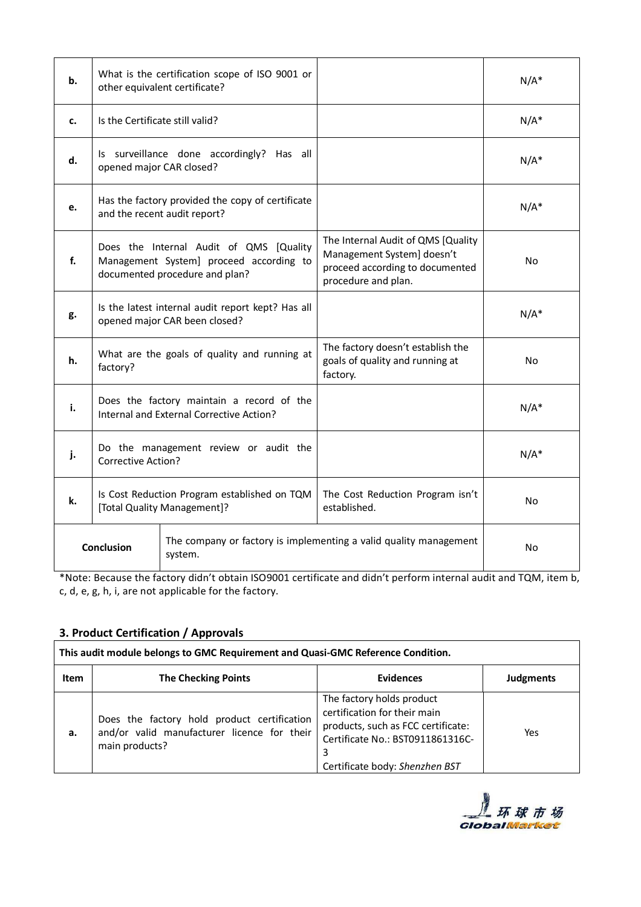| | | | |
|---|---|---|---|
| **b.** | What is the certification scope of ISO 9001 or other equivalent certificate? | | N/A* |
| **c.** | Is the Certificate still valid? | | N/A* |
| **d.** | Is surveillance done accordingly? Has all opened major CAR closed? | | N/A* |
| **e.** | Has the factory provided the copy of certificate and the recent audit report? | | N/A* |
| **f.** | Does the Internal Audit of QMS [Quality Management System] proceed according to documented procedure and plan? | The Internal Audit of QMS [Quality Management System] doesn't proceed according to documented procedure and plan. | No |
| **g.** | Is the latest internal audit report kept? Has all opened major CAR been closed? | | N/A* |
| **h.** | What are the goals of quality and running at factory? | The factory doesn't establish the goals of quality and running at factory. | No |
| **i.** | Does the factory maintain a record of the Internal and External Corrective Action? | | N/A* |
| **j.** | Do the management review or audit the Corrective Action? | | N/A* |
| **k.** | Is Cost Reduction Program established on TQM [Total Quality Management]? | The Cost Reduction Program isn't established. | No |
| **Conclusion** | The company or factory is implementing a valid quality management system. | | No |

*Note: Because the factory didn't obtain ISO9001 certificate and didn't perform internal audit and TQM, item b, c, d, e, g, h, i, are not applicable for the factory.

## 3. Product Certification / Approvals

| **This audit module belongs to GMC Requirement and Quasi-GMC Reference Condition.** | | | |
|---|---|---|---|
| **Item** | **The Checking Points** | **Evidences** | **Judgments** |
| **a.** | Does the factory hold product certification and/or valid manufacturer licence for their main products? | The factory holds product certification for their main products, such as FCC certificate: Certificate No.: BST0911861316C-3<br>Certificate body: *Shenzhen BST* | Yes |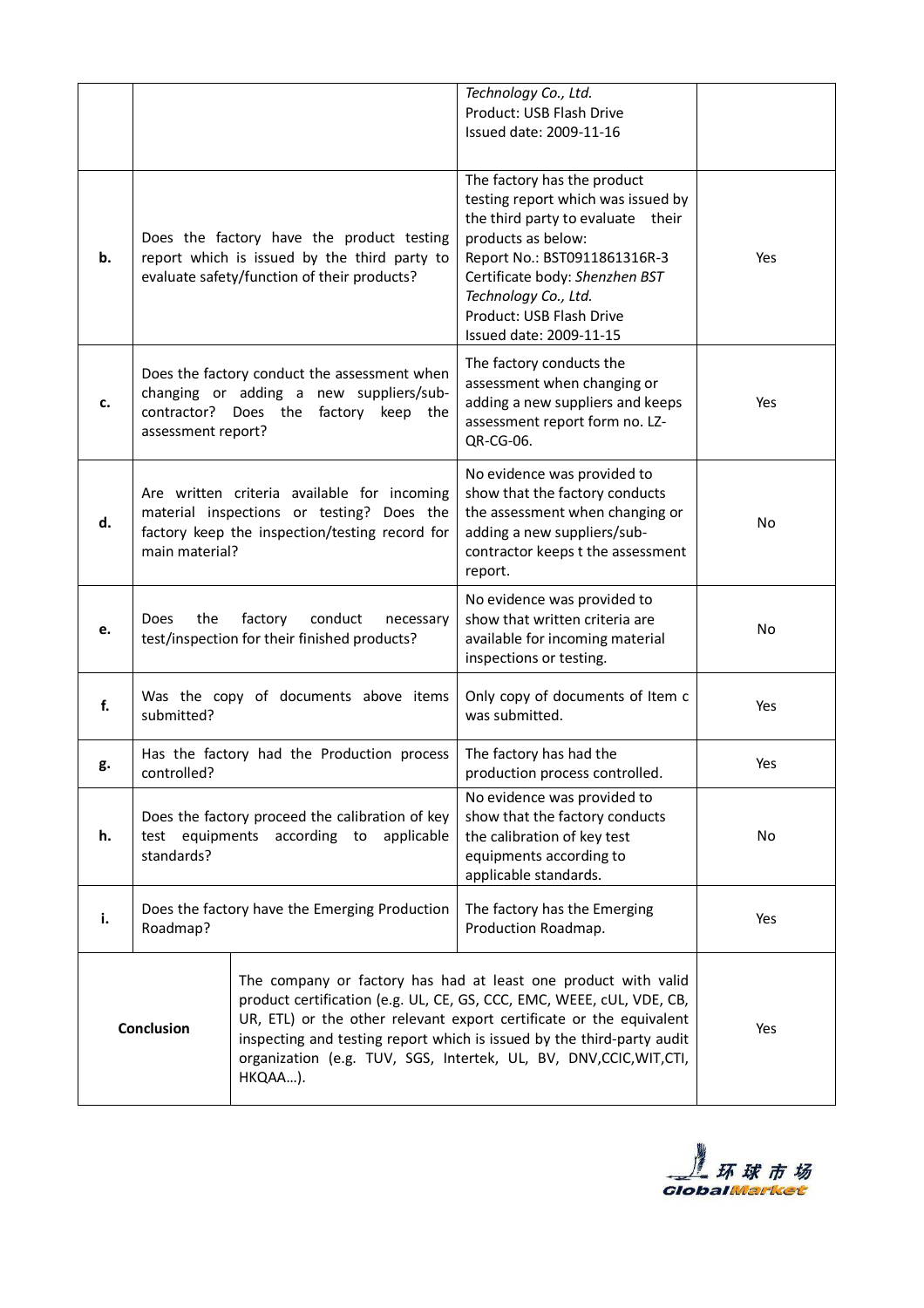| | | | |
|---|---|---|---|
| | | *Technology Co., Ltd.* Product: USB Flash Drive Issued date: 2009-11-16 | |
| **b.** | Does the factory have the product testing report which is issued by the third party to evaluate safety/function of their products? | The factory has the product testing report which was issued by the third party to evaluate their products as below: Report No.: BST0911861316R-3 Certificate body: *Shenzhen BST Technology Co., Ltd.* Product: USB Flash Drive Issued date: 2009-11-15 | Yes |
| **c.** | Does the factory conduct the assessment when changing or adding a new suppliers/sub-contractor? Does the factory keep the assessment report? | The factory conducts the assessment when changing or adding a new suppliers and keeps assessment report form no. LZ-QR-CG-06. | Yes |
| **d.** | Are written criteria available for incoming material inspections or testing? Does the factory keep the inspection/testing record for main material? | No evidence was provided to show that the factory conducts the assessment when changing or adding a new suppliers/sub-contractor keeps t the assessment report. | No |
| **e.** | Does the factory conduct necessary test/inspection for their finished products? | No evidence was provided to show that written criteria are available for incoming material inspections or testing. | No |
| **f.** | Was the copy of documents above items submitted? | Only copy of documents of Item c was submitted. | Yes |
| **g.** | Has the factory had the Production process controlled? | The factory has had the production process controlled. | Yes |
| **h.** | Does the factory proceed the calibration of key test equipments according to applicable standards? | No evidence was provided to show that the factory conducts the calibration of key test equipments according to applicable standards. | No |
| **i.** | Does the factory have the Emerging Production Roadmap? | The factory has the Emerging Production Roadmap. | Yes |
| **Conclusion** | | The company or factory has had at least one product with valid product certification (e.g. UL, CE, GS, CCC, EMC, WEEE, cUL, VDE, CB, UR, ETL) or the other relevant export certificate or the equivalent inspecting and testing report which is issued by the third-party audit organization (e.g. TUV, SGS, Intertek, UL, BV, DNV,CCIC,WIT,CTI, HKQAA…). | Yes |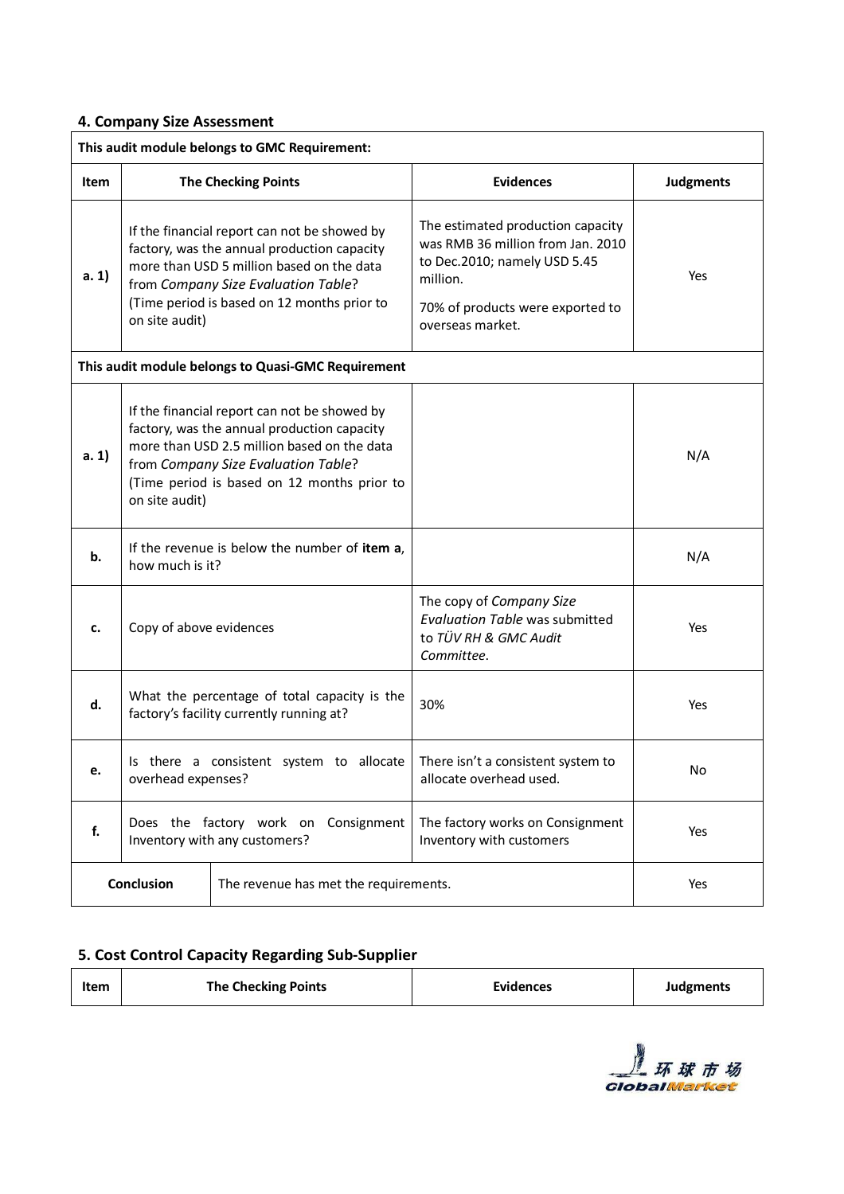## 4. Company Size Assessment

| Item | The Checking Points | Evidences | Judgments |
|---|---|---|---|
| **This audit module belongs to GMC Requirement:** | | | |
| **a. 1)** | If the financial report can not be showed by factory, was the annual production capacity more than USD 5 million based on the data from *Company Size Evaluation Table*? (Time period is based on 12 months prior to on site audit) | The estimated production capacity was RMB 36 million from Jan. 2010 to Dec.2010; namely USD 5.45 million.<br><br>70% of products were exported to overseas market. | Yes |
| **This audit module belongs to Quasi-GMC Requirement** | | | |
| **a. 1)** | If the financial report can not be showed by factory, was the annual production capacity more than USD 2.5 million based on the data from *Company Size Evaluation Table*? (Time period is based on 12 months prior to on site audit) | | N/A |
| **b.** | If the revenue is below the number of **item a**, how much is it? | | N/A |
| **c.** | Copy of above evidences | The copy of *Company Size Evaluation Table* was submitted to *TÜV RH & GMC Audit Committee*. | Yes |
| **d.** | What the percentage of total capacity is the factory's facility currently running at? | 30% | Yes |
| **e.** | Is there a consistent system to allocate overhead expenses? | There isn't a consistent system to allocate overhead used. | No |
| **f.** | Does the factory work on Consignment Inventory with any customers? | The factory works on Consignment Inventory with customers | Yes |
| **Conclusion** | The revenue has met the requirements. | | Yes |

## 5. Cost Control Capacity Regarding Sub-Supplier

| Item | The Checking Points | Evidences | Judgments |
|---|---|---|---|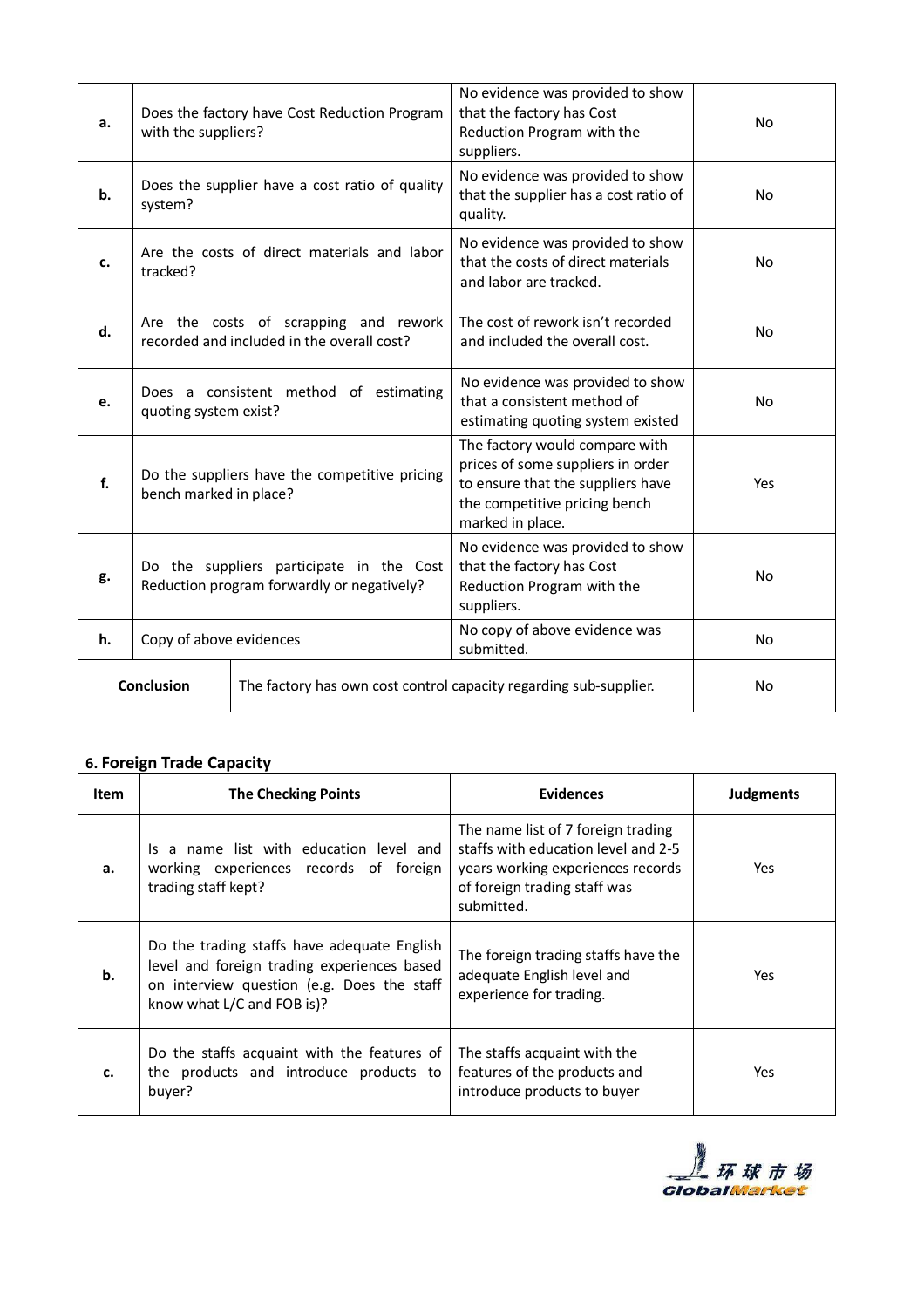| | | | |
|---|---|---|---|
| **a.** | Does the factory have Cost Reduction Program with the suppliers? | No evidence was provided to show that the factory has Cost Reduction Program with the suppliers. | No |
| **b.** | Does the supplier have a cost ratio of quality system? | No evidence was provided to show that the supplier has a cost ratio of quality. | No |
| **c.** | Are the costs of direct materials and labor tracked? | No evidence was provided to show that the costs of direct materials and labor are tracked. | No |
| **d.** | Are the costs of scrapping and rework recorded and included in the overall cost? | The cost of rework isn't recorded and included the overall cost. | No |
| **e.** | Does a consistent method of estimating quoting system exist? | No evidence was provided to show that a consistent method of estimating quoting system existed | No |
| **f.** | Do the suppliers have the competitive pricing bench marked in place? | The factory would compare with prices of some suppliers in order to ensure that the suppliers have the competitive pricing bench marked in place. | Yes |
| **g.** | Do the suppliers participate in the Cost Reduction program forwardly or negatively? | No evidence was provided to show that the factory has Cost Reduction Program with the suppliers. | No |
| **h.** | Copy of above evidences | No copy of above evidence was submitted. | No |
| **Conclusion** | The factory has own cost control capacity regarding sub-supplier. | | No |

### 6. Foreign Trade Capacity

| Item | The Checking Points | Evidences | Judgments |
|---|---|---|---|
| **a.** | Is a name list with education level and working experiences records of foreign trading staff kept? | The name list of 7 foreign trading staffs with education level and 2-5 years working experiences records of foreign trading staff was submitted. | Yes |
| **b.** | Do the trading staffs have adequate English level and foreign trading experiences based on interview question (e.g. Does the staff know what L/C and FOB is)? | The foreign trading staffs have the adequate English level and experience for trading. | Yes |
| **c.** | Do the staffs acquaint with the features of the products and introduce products to buyer? | The staffs acquaint with the features of the products and introduce products to buyer | Yes |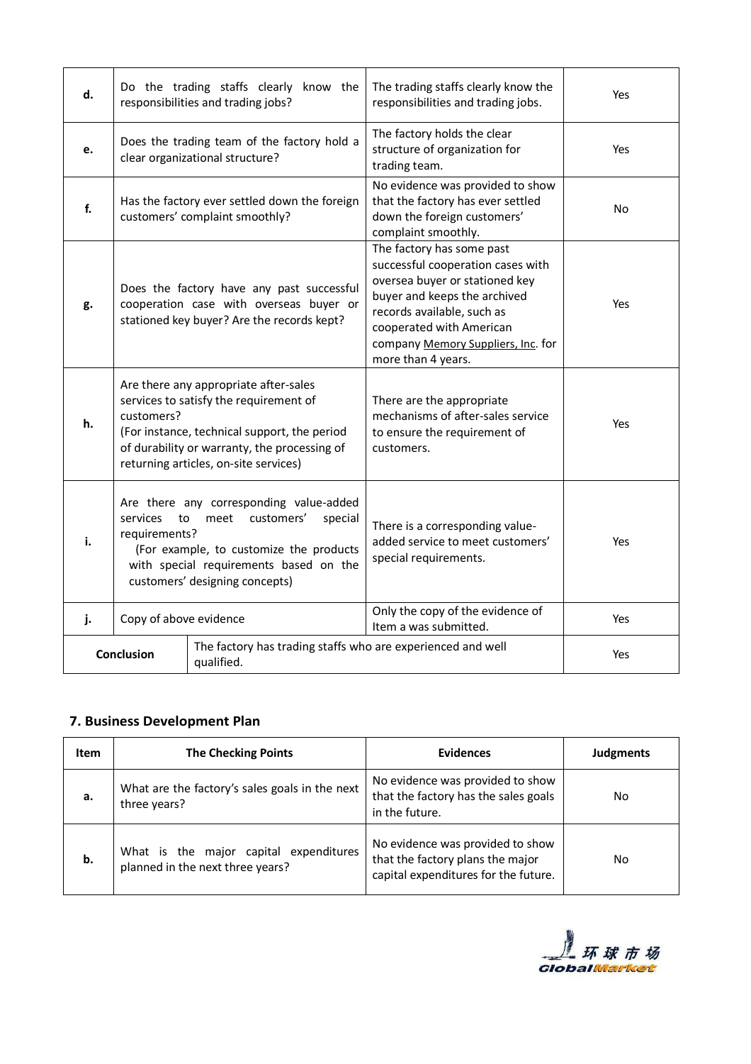| d. | Do the trading staffs clearly know the responsibilities and trading jobs? | The trading staffs clearly know the responsibilities and trading jobs. | Yes |
|---|---|---|---|
| e. | Does the trading team of the factory hold a clear organizational structure? | The factory holds the clear structure of organization for trading team. | Yes |
| f. | Has the factory ever settled down the foreign customers' complaint smoothly? | No evidence was provided to show that the factory has ever settled down the foreign customers' complaint smoothly. | No |
| g. | Does the factory have any past successful cooperation case with overseas buyer or stationed key buyer? Are the records kept? | The factory has some past successful cooperation cases with oversea buyer or stationed key buyer and keeps the archived records available, such as cooperated with American company Memory Suppliers, Inc. for more than 4 years. | Yes |
| h. | Are there any appropriate after-sales services to satisfy the requirement of customers? (For instance, technical support, the period of durability or warranty, the processing of returning articles, on-site services) | There are the appropriate mechanisms of after-sales service to ensure the requirement of customers. | Yes |
| i. | Are there any corresponding value-added services to meet customers' special requirements? (For example, to customize the products with special requirements based on the customers' designing concepts) | There is a corresponding value-added service to meet customers' special requirements. | Yes |
| j. | Copy of above evidence | Only the copy of the evidence of Item a was submitted. | Yes |
| **Conclusion** | The factory has trading staffs who are experienced and well qualified. | | Yes |

## 7. Business Development Plan

| Item | The Checking Points | Evidences | Judgments |
|---|---|---|---|
| a. | What are the factory's sales goals in the next three years? | No evidence was provided to show that the factory has the sales goals in the future. | No |
| b. | What is the major capital expenditures planned in the next three years? | No evidence was provided to show that the factory plans the major capital expenditures for the future. | No |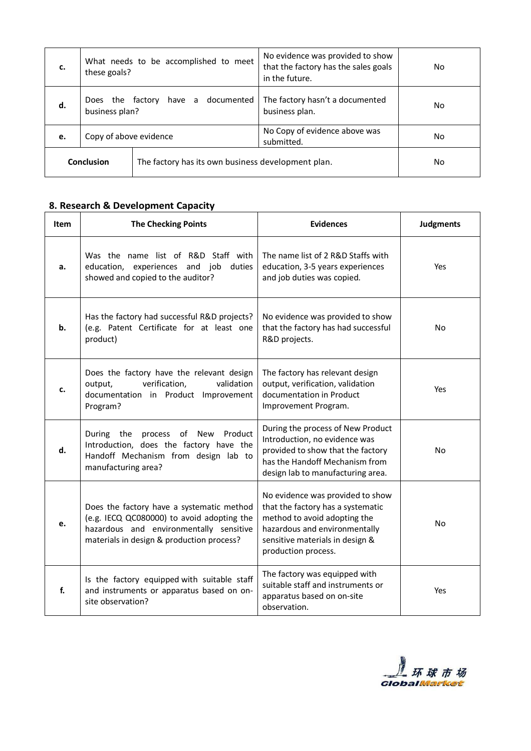| | | | |
|---|---|---|---|
| **c.** | What needs to be accomplished to meet these goals? | No evidence was provided to show that the factory has the sales goals in the future. | No |
| **d.** | Does the factory have a documented business plan? | The factory hasn't a documented business plan. | No |
| **e.** | Copy of above evidence | No Copy of evidence above was submitted. | No |
| **Conclusion** | The factory has its own business development plan. | | No |

## 8. Research & Development Capacity

| Item | The Checking Points | Evidences | Judgments |
|---|---|---|---|
| **a.** | Was the name list of R&D Staff with education, experiences and job duties showed and copied to the auditor? | The name list of 2 R&D Staffs with education, 3-5 years experiences and job duties was copied. | Yes |
| **b.** | Has the factory had successful R&D projects? (e.g. Patent Certificate for at least one product) | No evidence was provided to show that the factory has had successful R&D projects. | No |
| **c.** | Does the factory have the relevant design output, verification, validation documentation in Product Improvement Program? | The factory has relevant design output, verification, validation documentation in Product Improvement Program. | Yes |
| **d.** | During the process of New Product Introduction, does the factory have the Handoff Mechanism from design lab to manufacturing area? | During the process of New Product Introduction, no evidence was provided to show that the factory has the Handoff Mechanism from design lab to manufacturing area. | No |
| **e.** | Does the factory have a systematic method (e.g. IECQ QC080000) to avoid adopting the hazardous and environmentally sensitive materials in design & production process? | No evidence was provided to show that the factory has a systematic method to avoid adopting the hazardous and environmentally sensitive materials in design & production process. | No |
| **f.** | Is the factory equipped with suitable staff and instruments or apparatus based on on-site observation? | The factory was equipped with suitable staff and instruments or apparatus based on on-site observation. | Yes |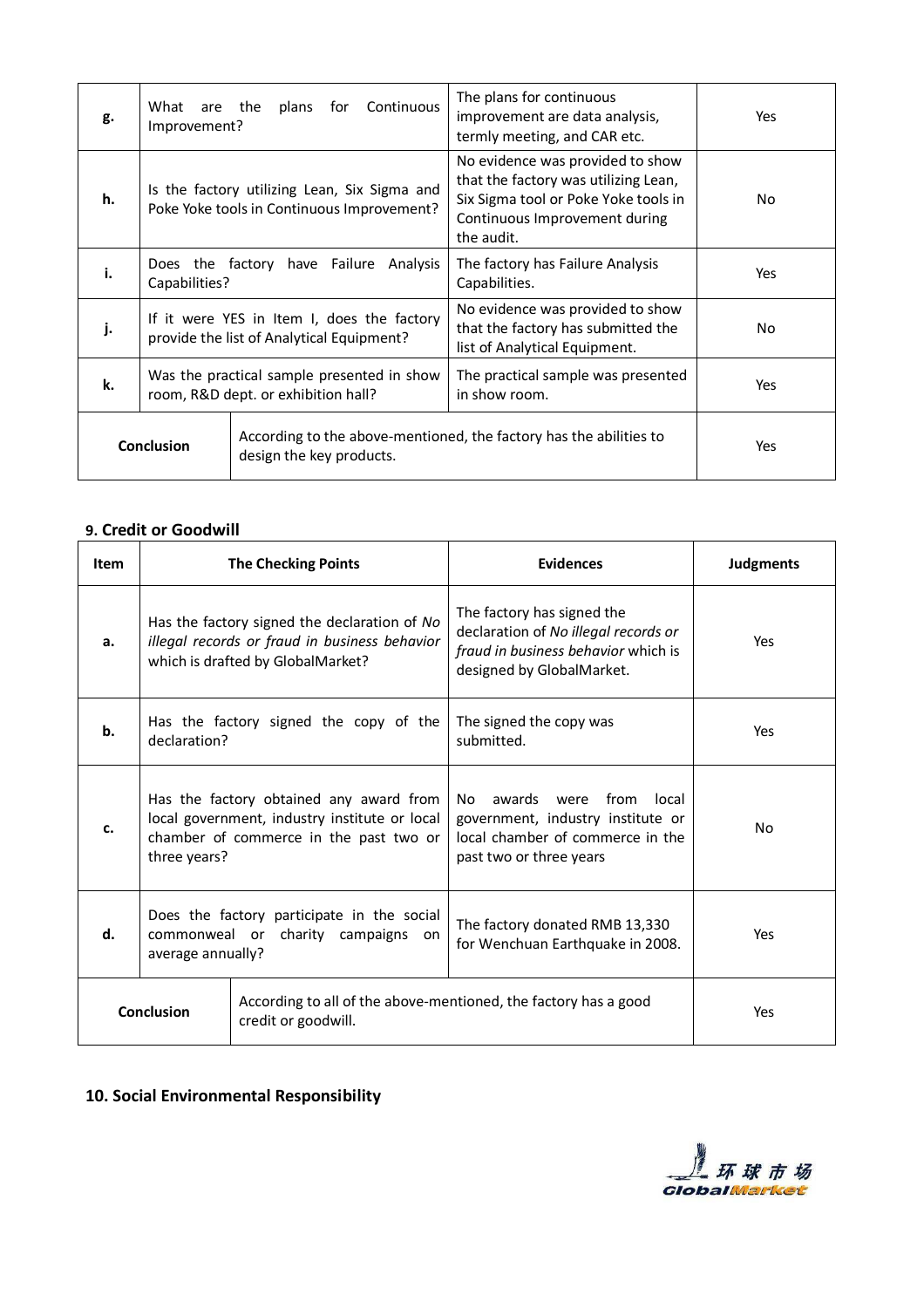| g. | What are the plans for Continuous Improvement? | The plans for continuous improvement are data analysis, termly meeting, and CAR etc. | Yes |
|---|---|---|---|
| h. | Is the factory utilizing Lean, Six Sigma and Poke Yoke tools in Continuous Improvement? | No evidence was provided to show that the factory was utilizing Lean, Six Sigma tool or Poke Yoke tools in Continuous Improvement during the audit. | No |
| i. | Does the factory have Failure Analysis Capabilities? | The factory has Failure Analysis Capabilities. | Yes |
| j. | If it were YES in Item I, does the factory provide the list of Analytical Equipment? | No evidence was provided to show that the factory has submitted the list of Analytical Equipment. | No |
| k. | Was the practical sample presented in show room, R&D dept. or exhibition hall? | The practical sample was presented in show room. | Yes |
| **Conclusion** | According to the above-mentioned, the factory has the abilities to design the key products. | | Yes |

### 9. Credit or Goodwill

| Item | The Checking Points | Evidences | Judgments |
|---|---|---|---|
| a. | Has the factory signed the declaration of *No illegal records or fraud in business behavior* which is drafted by GlobalMarket? | The factory has signed the declaration of *No illegal records or fraud in business behavior* which is designed by GlobalMarket. | Yes |
| b. | Has the factory signed the copy of the declaration? | The signed the copy was submitted. | Yes |
| c. | Has the factory obtained any award from local government, industry institute or local chamber of commerce in the past two or three years? | No awards were from local government, industry institute or local chamber of commerce in the past two or three years | No |
| d. | Does the factory participate in the social commonweal or charity campaigns on average annually? | The factory donated RMB 13,330 for Wenchuan Earthquake in 2008. | Yes |
| **Conclusion** | According to all of the above-mentioned, the factory has a good credit or goodwill. | | Yes |

### 10. Social Environmental Responsibility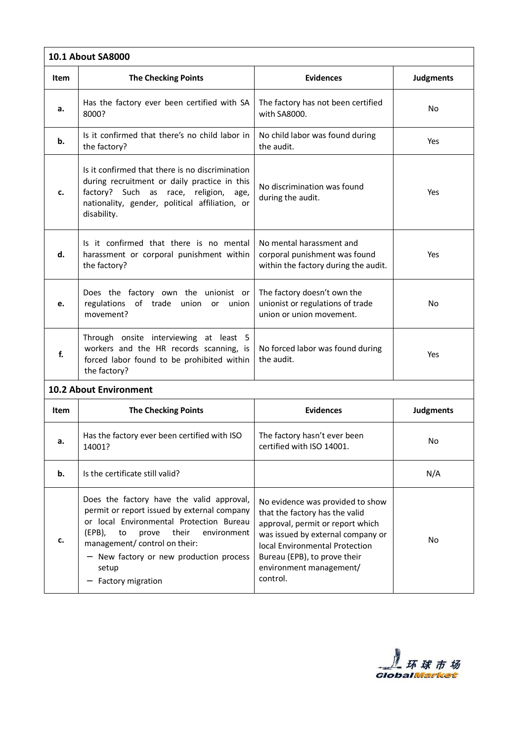## 10.1 About SA8000

| Item | The Checking Points | Evidences | Judgments |
|---|---|---|---|
| a. | Has the factory ever been certified with SA 8000? | The factory has not been certified with SA8000. | No |
| b. | Is it confirmed that there's no child labor in the factory? | No child labor was found during the audit. | Yes |
| c. | Is it confirmed that there is no discrimination during recruitment or daily practice in this factory? Such as race, religion, age, nationality, gender, political affiliation, or disability. | No discrimination was found during the audit. | Yes |
| d. | Is it confirmed that there is no mental harassment or corporal punishment within the factory? | No mental harassment and corporal punishment was found within the factory during the audit. | Yes |
| e. | Does the factory own the unionist or regulations of trade union or union movement? | The factory doesn't own the unionist or regulations of trade union or union movement. | No |
| f. | Through onsite interviewing at least 5 workers and the HR records scanning, is forced labor found to be prohibited within the factory? | No forced labor was found during the audit. | Yes |

## 10.2 About Environment

| Item | The Checking Points | Evidences | Judgments |
|---|---|---|---|
| a. | Has the factory ever been certified with ISO 14001? | The factory hasn't ever been certified with ISO 14001. | No |
| b. | Is the certificate still valid? | | N/A |
| c. | Does the factory have the valid approval, permit or report issued by external company or local Environmental Protection Bureau (EPB), to prove their environment management/ control on their:<br>– New factory or new production process setup<br>– Factory migration | No evidence was provided to show that the factory has the valid approval, permit or report which was issued by external company or local Environmental Protection Bureau (EPB), to prove their environment management/ control. | No |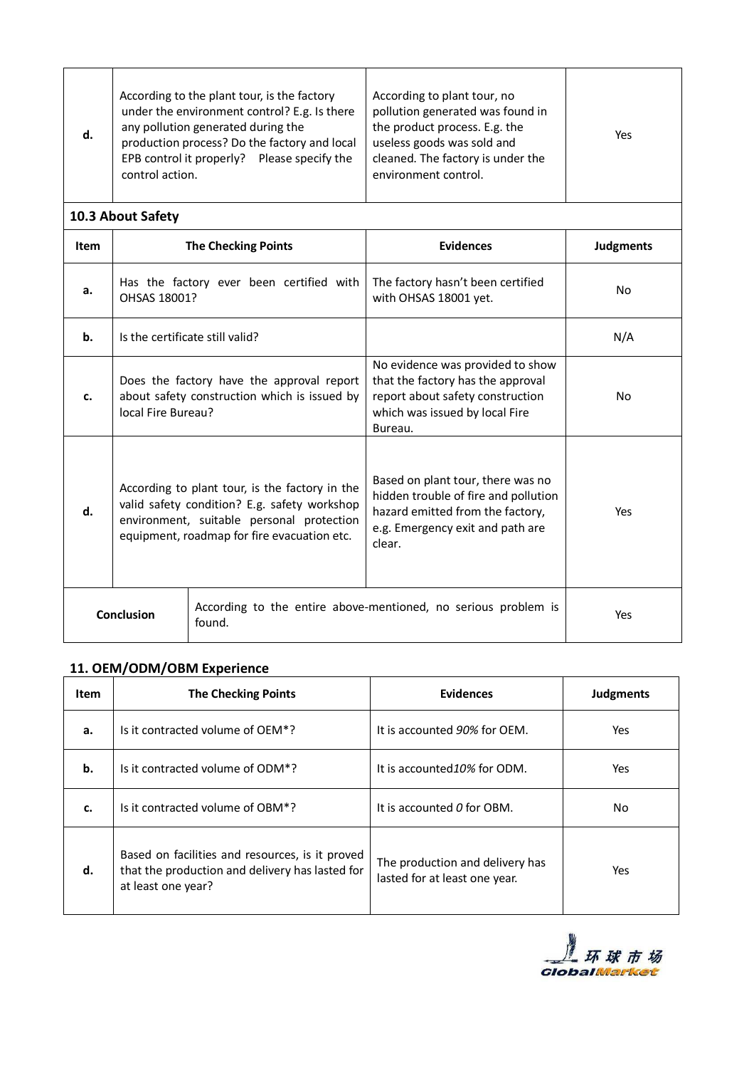| | | | |
|---|---|---|---|
| **d.** | According to the plant tour, is the factory under the environment control? E.g. Is there any pollution generated during the production process? Do the factory and local EPB control it properly? Please specify the control action. | According to plant tour, no pollution generated was found in the product process. E.g. the useless goods was sold and cleaned. The factory is under the environment control. | Yes |

### 10.3 About Safety

| Item | The Checking Points | Evidences | Judgments |
|---|---|---|---|
| **a.** | Has the factory ever been certified with OHSAS 18001? | The factory hasn't been certified with OHSAS 18001 yet. | No |
| **b.** | Is the certificate still valid? | | N/A |
| **c.** | Does the factory have the approval report about safety construction which is issued by local Fire Bureau? | No evidence was provided to show that the factory has the approval report about safety construction which was issued by local Fire Bureau. | No |
| **d.** | According to plant tour, is the factory in the valid safety condition? E.g. safety workshop environment, suitable personal protection equipment, roadmap for fire evacuation etc. | Based on plant tour, there was no hidden trouble of fire and pollution hazard emitted from the factory, e.g. Emergency exit and path are clear. | Yes |
| **Conclusion** | According to the entire above-mentioned, no serious problem is found. | | Yes |

## 11. OEM/ODM/OBM Experience

| Item | The Checking Points | Evidences | Judgments |
|---|---|---|---|
| **a.** | Is it contracted volume of OEM*? | It is accounted *90%* for OEM. | Yes |
| **b.** | Is it contracted volume of ODM*? | It is accounted*10%* for ODM. | Yes |
| **c.** | Is it contracted volume of OBM*? | It is accounted *0* for OBM. | No |
| **d.** | Based on facilities and resources, is it proved that the production and delivery has lasted for at least one year? | The production and delivery has lasted for at least one year. | Yes |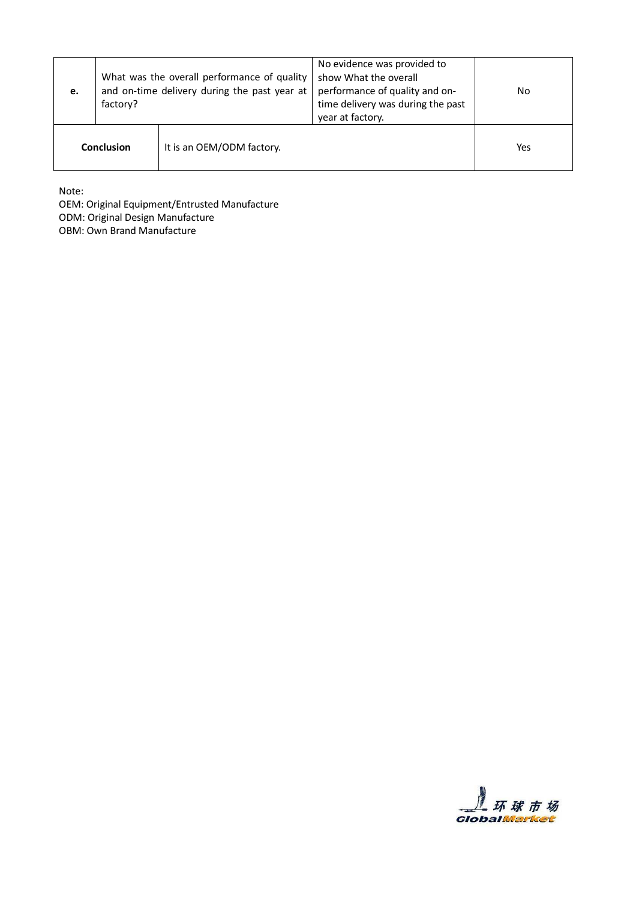| | | | |
|---|---|---|---|
| **e.** | What was the overall performance of quality and on-time delivery during the past year at factory? | No evidence was provided to show What the overall performance of quality and on-time delivery was during the past year at factory. | No |
| **Conclusion** | It is an OEM/ODM factory. | | Yes |

Note:
OEM: Original Equipment/Entrusted Manufacture
ODM: Original Design Manufacture
OBM: Own Brand Manufacture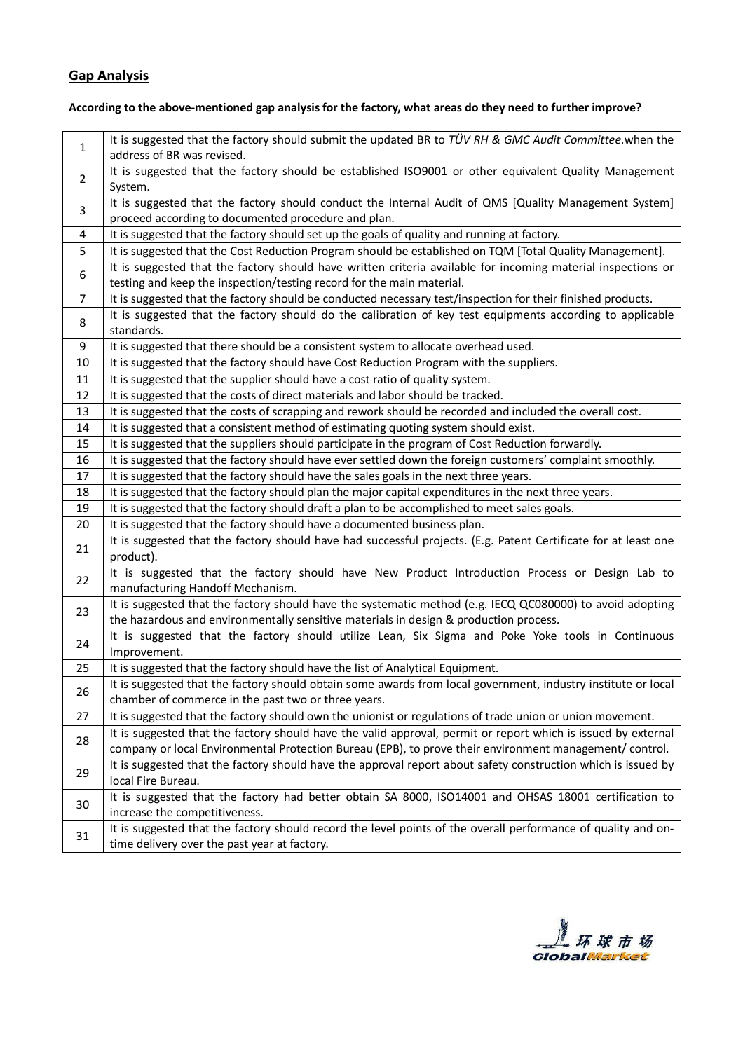## Gap Analysis

**According to the above-mentioned gap analysis for the factory, what areas do they need to further improve?**

| | |
|---|---|
| 1 | It is suggested that the factory should submit the updated BR to *TÜV RH & GMC Audit Committee*.when the address of BR was revised. |
| 2 | It is suggested that the factory should be established ISO9001 or other equivalent Quality Management System. |
| 3 | It is suggested that the factory should conduct the Internal Audit of QMS [Quality Management System] proceed according to documented procedure and plan. |
| 4 | It is suggested that the factory should set up the goals of quality and running at factory. |
| 5 | It is suggested that the Cost Reduction Program should be established on TQM [Total Quality Management]. |
| 6 | It is suggested that the factory should have written criteria available for incoming material inspections or testing and keep the inspection/testing record for the main material. |
| 7 | It is suggested that the factory should be conducted necessary test/inspection for their finished products. |
| 8 | It is suggested that the factory should do the calibration of key test equipments according to applicable standards. |
| 9 | It is suggested that there should be a consistent system to allocate overhead used. |
| 10 | It is suggested that the factory should have Cost Reduction Program with the suppliers. |
| 11 | It is suggested that the supplier should have a cost ratio of quality system. |
| 12 | It is suggested that the costs of direct materials and labor should be tracked. |
| 13 | It is suggested that the costs of scrapping and rework should be recorded and included the overall cost. |
| 14 | It is suggested that a consistent method of estimating quoting system should exist. |
| 15 | It is suggested that the suppliers should participate in the program of Cost Reduction forwardly. |
| 16 | It is suggested that the factory should have ever settled down the foreign customers' complaint smoothly. |
| 17 | It is suggested that the factory should have the sales goals in the next three years. |
| 18 | It is suggested that the factory should plan the major capital expenditures in the next three years. |
| 19 | It is suggested that the factory should draft a plan to be accomplished to meet sales goals. |
| 20 | It is suggested that the factory should have a documented business plan. |
| 21 | It is suggested that the factory should have had successful projects. (E.g. Patent Certificate for at least one product). |
| 22 | It is suggested that the factory should have New Product Introduction Process or Design Lab to manufacturing Handoff Mechanism. |
| 23 | It is suggested that the factory should have the systematic method (e.g. IECQ QC080000) to avoid adopting the hazardous and environmentally sensitive materials in design & production process. |
| 24 | It is suggested that the factory should utilize Lean, Six Sigma and Poke Yoke tools in Continuous Improvement. |
| 25 | It is suggested that the factory should have the list of Analytical Equipment. |
| 26 | It is suggested that the factory should obtain some awards from local government, industry institute or local chamber of commerce in the past two or three years. |
| 27 | It is suggested that the factory should own the unionist or regulations of trade union or union movement. |
| 28 | It is suggested that the factory should have the valid approval, permit or report which is issued by external company or local Environmental Protection Bureau (EPB), to prove their environment management/ control. |
| 29 | It is suggested that the factory should have the approval report about safety construction which is issued by local Fire Bureau. |
| 30 | It is suggested that the factory had better obtain SA 8000, ISO14001 and OHSAS 18001 certification to increase the competitiveness. |
| 31 | It is suggested that the factory should record the level points of the overall performance of quality and on-time delivery over the past year at factory. |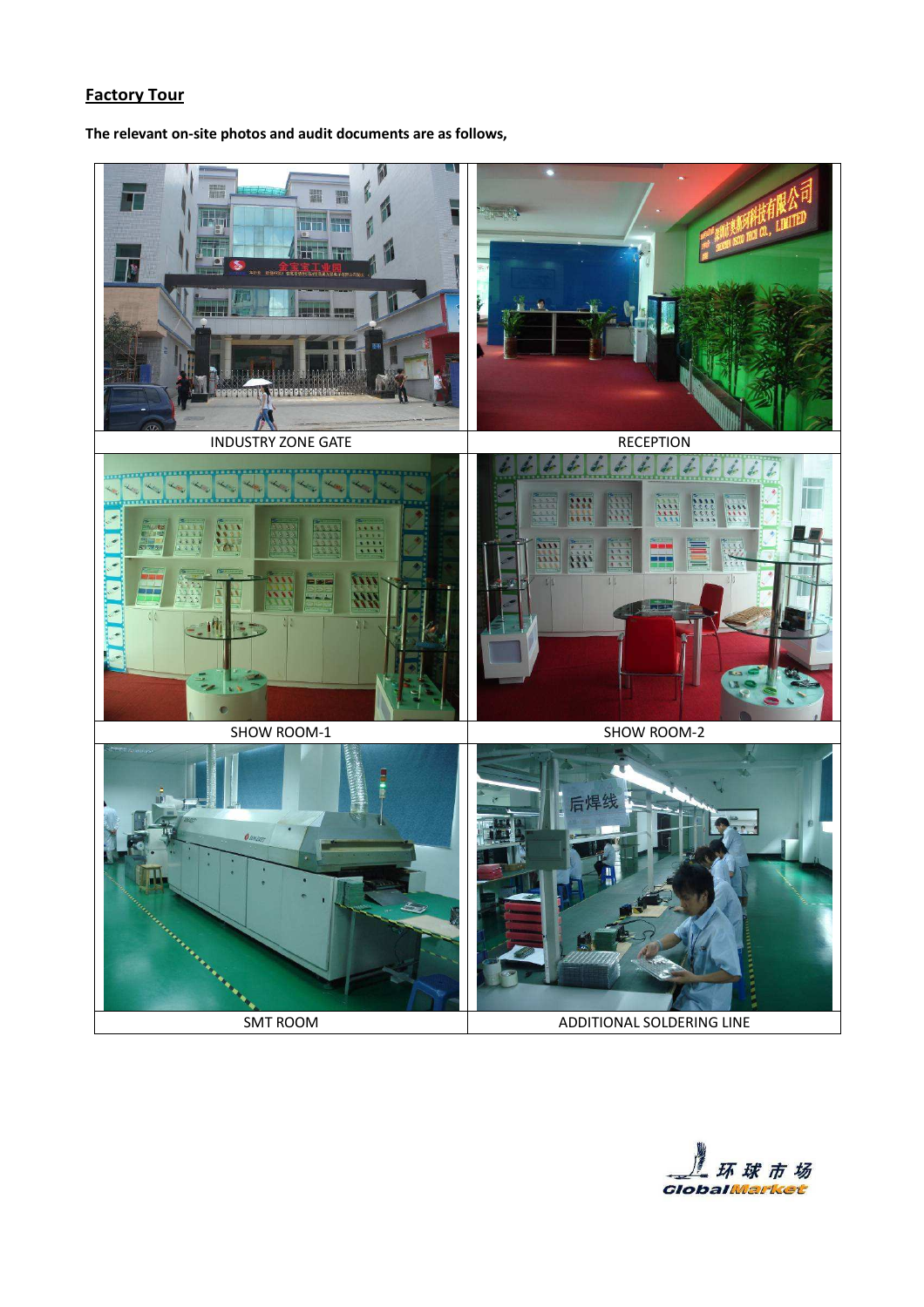## Factory Tour

**The relevant on-site photos and audit documents are as follows,**

| INDUSTRY ZONE GATE | RECEPTION |
| --- | --- |
| SHOW ROOM-1 | SHOW ROOM-2 |
| SMT ROOM | ADDITIONAL SOLDERING LINE |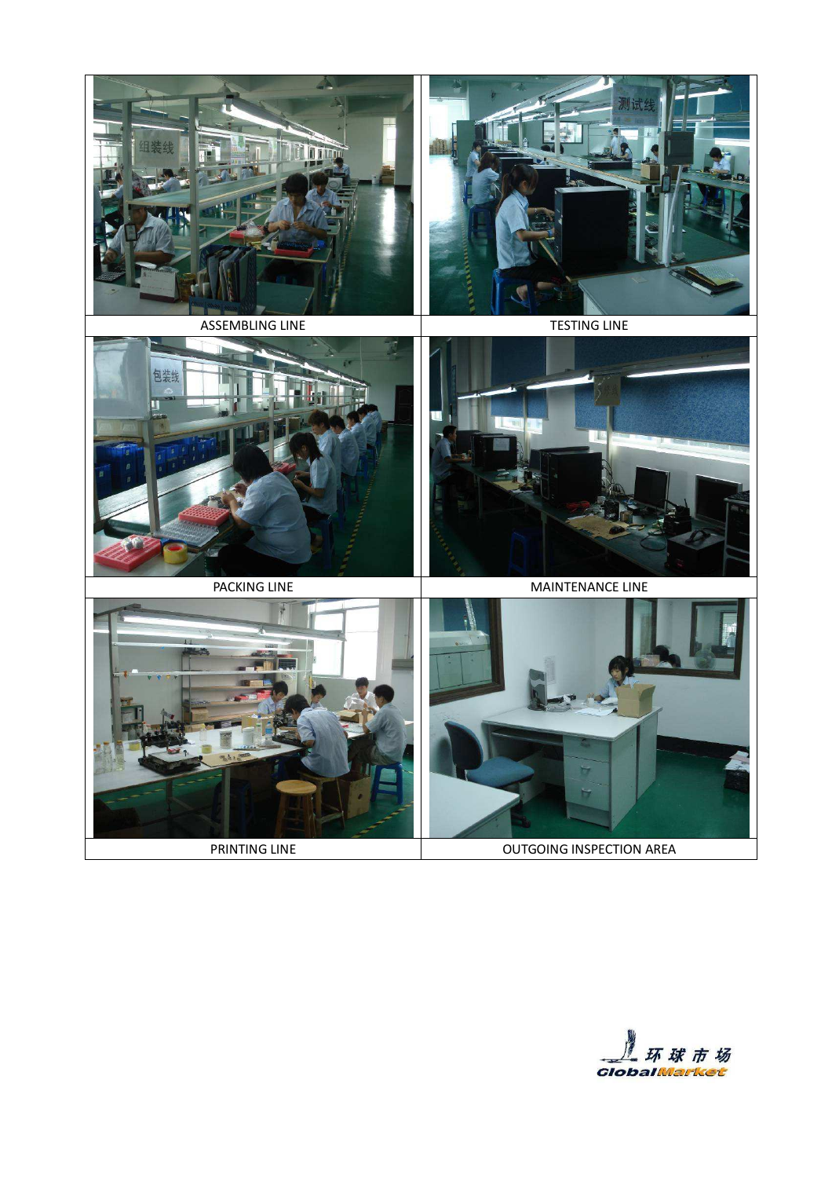| ASSEMBLING LINE | TESTING LINE |
| --- | --- |
| PACKING LINE | MAINTENANCE LINE |
| PRINTING LINE | OUTGOING INSPECTION AREA |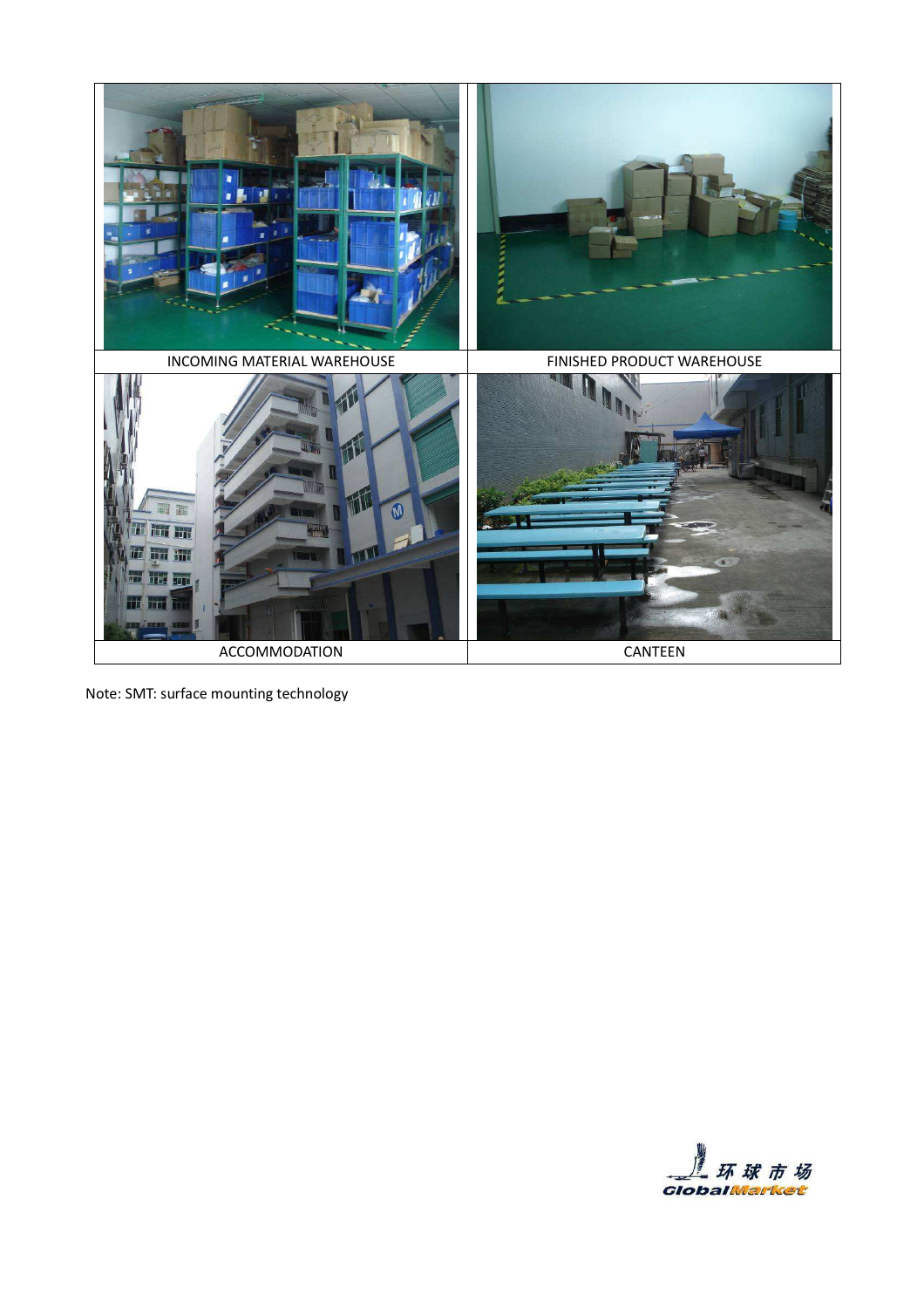| INCOMING MATERIAL WAREHOUSE | FINISHED PRODUCT WAREHOUSE |
| --- | --- |
| ACCOMMODATION | CANTEEN |

Note: SMT: surface mounting technology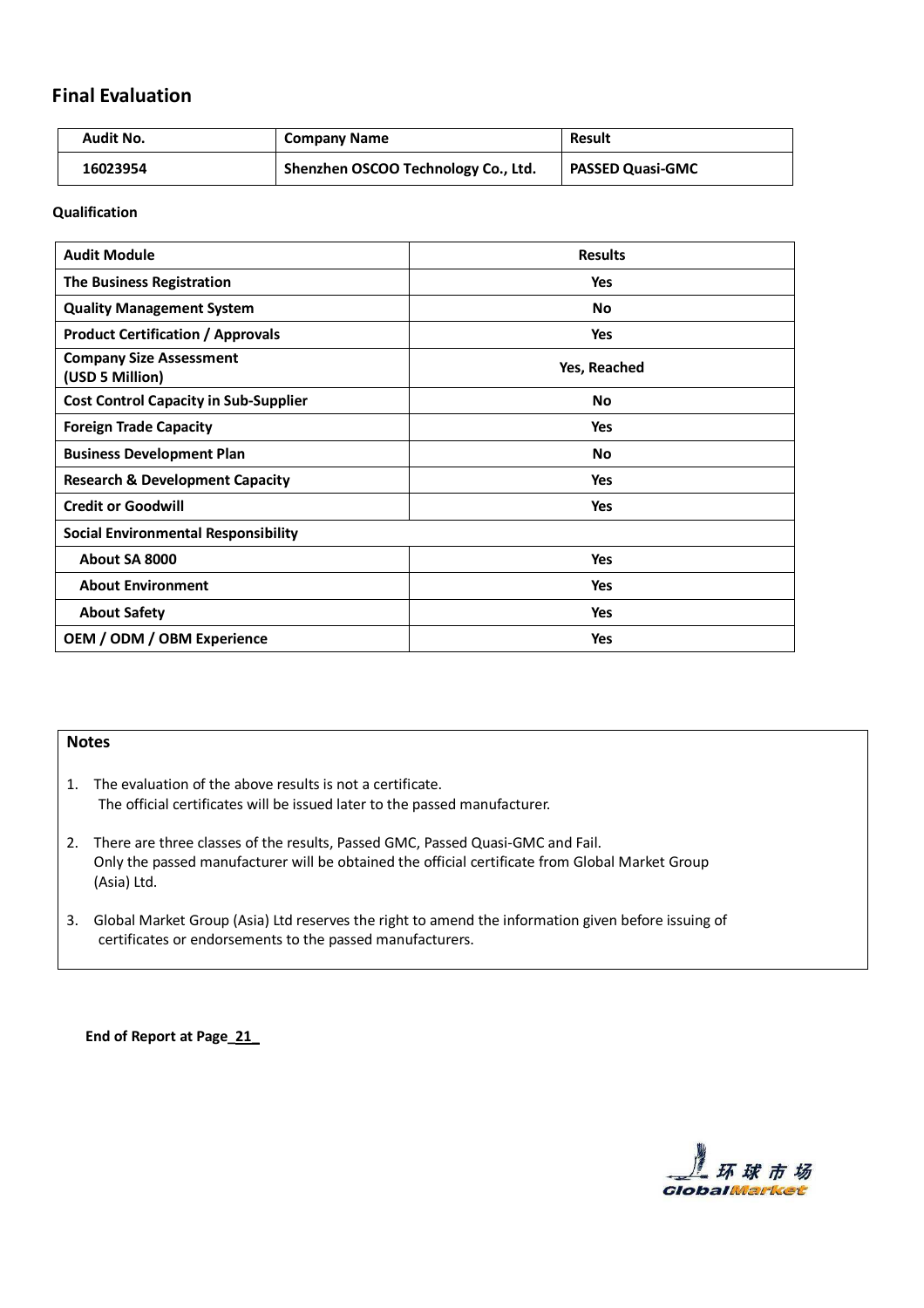## Final Evaluation

| Audit No. | Company Name | Result |
|---|---|---|
| 16023954 | Shenzhen OSCOO Technology Co., Ltd. | PASSED Quasi-GMC |

**Qualification**

| Audit Module | Results |
|---|---|
| The Business Registration | Yes |
| Quality Management System | No |
| Product Certification / Approvals | Yes |
| Company Size Assessment (USD 5 Million) | Yes, Reached |
| Cost Control Capacity in Sub-Supplier | No |
| Foreign Trade Capacity | Yes |
| Business Development Plan | No |
| Research & Development Capacity | Yes |
| Credit or Goodwill | Yes |
| Social Environmental Responsibility | |
| About SA 8000 | Yes |
| About Environment | Yes |
| About Safety | Yes |
| OEM / ODM / OBM Experience | Yes |

**Notes**

1. The evaluation of the above results is not a certificate.
   The official certificates will be issued later to the passed manufacturer.
2. There are three classes of the results, Passed GMC, Passed Quasi-GMC and Fail.
   Only the passed manufacturer will be obtained the official certificate from Global Market Group (Asia) Ltd.
3. Global Market Group (Asia) Ltd reserves the right to amend the information given before issuing of certificates or endorsements to the passed manufacturers.

**End of Report at Page 21**

环球市场 GlobalMarket